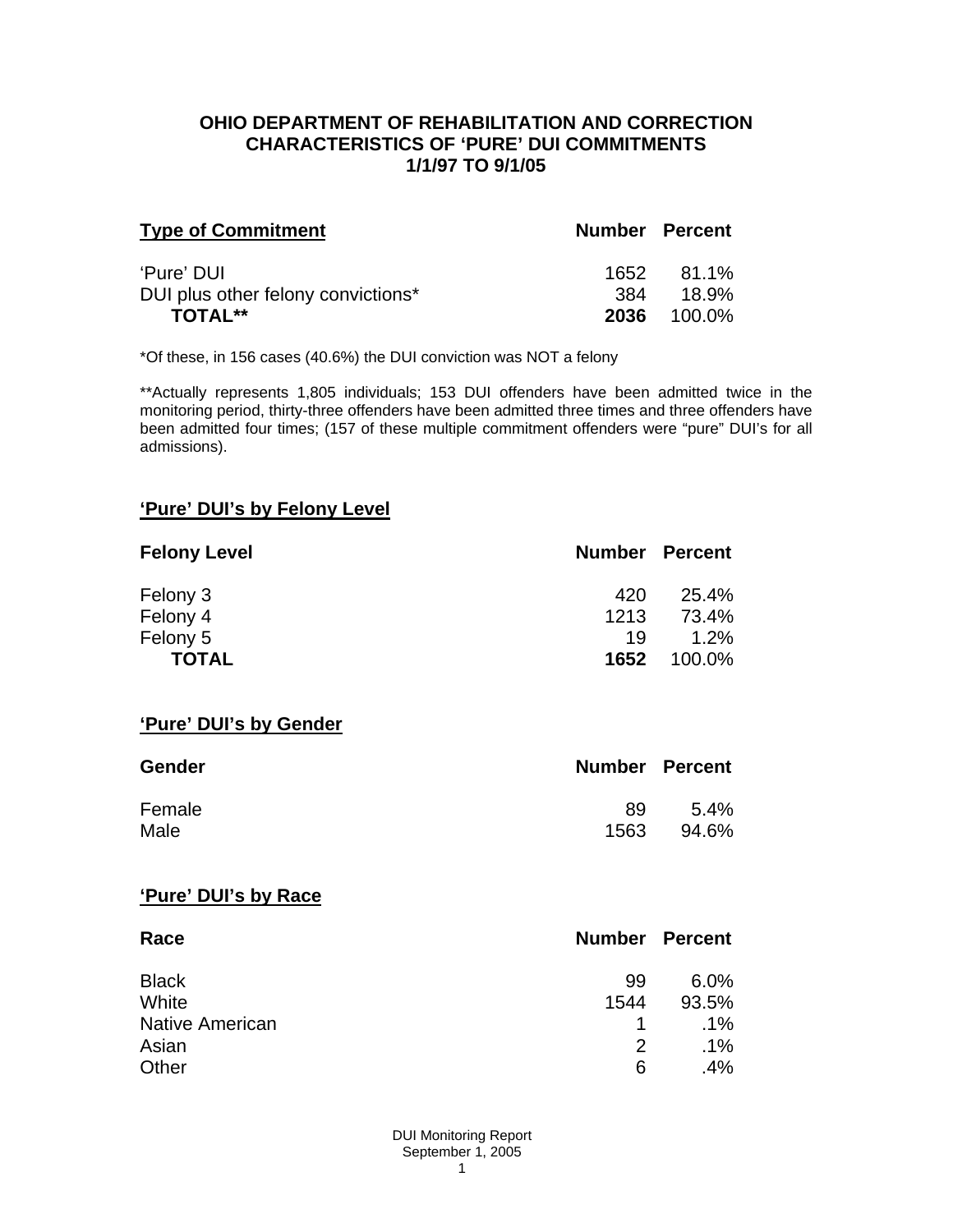# OHIO DEPARTMENT OF REHABILITATION AND CORRECTION
## CHARACTERISTICS OF 'PURE' DUI COMMITMENTS
## 1/1/97 TO 9/1/05

| Type of Commitment | Number | Percent |
|---|---|---|
| 'Pure' DUI | 1652 | 81.1% |
| DUI plus other felony convictions* | 384 | 18.9% |
| **TOTAL**** | **2036** | 100.0% |

*Of these, in 156 cases (40.6%) the DUI conviction was NOT a felony

**Actually represents 1,805 individuals; 153 DUI offenders have been admitted twice in the monitoring period, thirty-three offenders have been admitted three times and three offenders have been admitted four times; (157 of these multiple commitment offenders were "pure" DUI's for all admissions).

### 'Pure' DUI's by Felony Level

| Felony Level | Number | Percent |
|---|---|---|
| Felony 3 | 420 | 25.4% |
| Felony 4 | 1213 | 73.4% |
| Felony 5 | 19 | 1.2% |
| **TOTAL** | **1652** | 100.0% |

### 'Pure' DUI's by Gender

| Gender | Number | Percent |
|---|---|---|
| Female | 89 | 5.4% |
| Male | 1563 | 94.6% |

### 'Pure' DUI's by Race

| Race | Number | Percent |
|---|---|---|
| Black | 99 | 6.0% |
| White | 1544 | 93.5% |
| Native American | 1 | .1% |
| Asian | 2 | .1% |
| Other | 6 | .4% |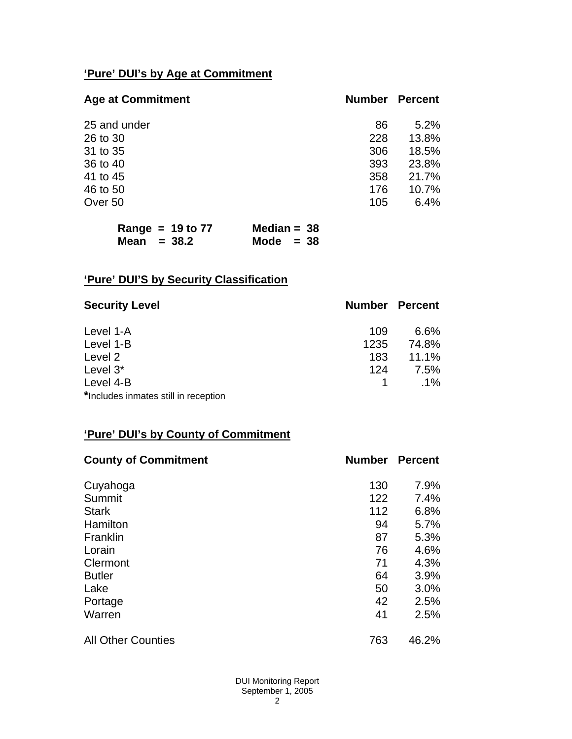## 'Pure' DUI's by Age at Commitment

| Age at Commitment | Number | Percent |
|---|---|---|
| 25 and under | 86 | 5.2% |
| 26 to 30 | 228 | 13.8% |
| 31 to 35 | 306 | 18.5% |
| 36 to 40 | 393 | 23.8% |
| 41 to 45 | 358 | 21.7% |
| 46 to 50 | 176 | 10.7% |
| Over 50 | 105 | 6.4% |

**Range = 19 to 77** **Median = 38**
**Mean = 38.2** **Mode = 38**

## 'Pure' DUI'S by Security Classification

| Security Level | Number | Percent |
|---|---|---|
| Level 1-A | 109 | 6.6% |
| Level 1-B | 1235 | 74.8% |
| Level 2 | 183 | 11.1% |
| Level 3* | 124 | 7.5% |
| Level 4-B | 1 | .1% |

**\***Includes inmates still in reception

## 'Pure' DUI's by County of Commitment

| County of Commitment | Number | Percent |
|---|---|---|
| Cuyahoga | 130 | 7.9% |
| Summit | 122 | 7.4% |
| Stark | 112 | 6.8% |
| Hamilton | 94 | 5.7% |
| Franklin | 87 | 5.3% |
| Lorain | 76 | 4.6% |
| Clermont | 71 | 4.3% |
| Butler | 64 | 3.9% |
| Lake | 50 | 3.0% |
| Portage | 42 | 2.5% |
| Warren | 41 | 2.5% |
| All Other Counties | 763 | 46.2% |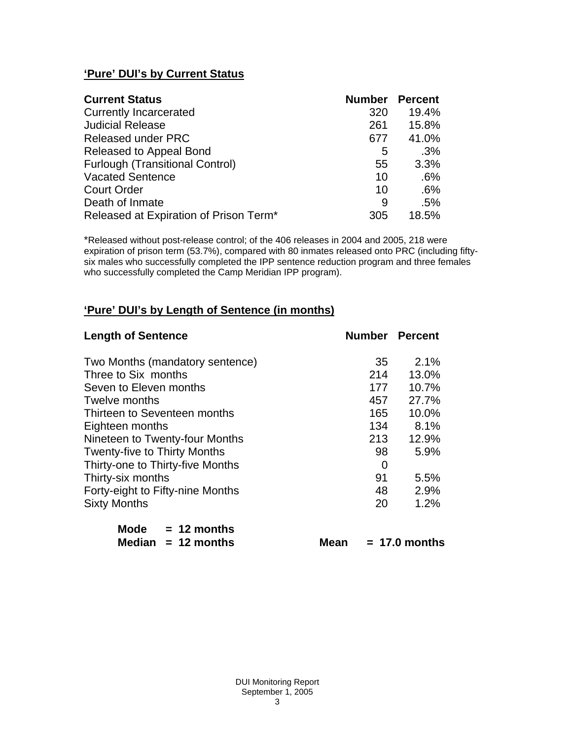## 'Pure' DUI's by Current Status

| Current Status | Number | Percent |
|---|---|---|
| Currently Incarcerated | 320 | 19.4% |
| Judicial Release | 261 | 15.8% |
| Released under PRC | 677 | 41.0% |
| Released to Appeal Bond | 5 | .3% |
| Furlough (Transitional Control) | 55 | 3.3% |
| Vacated Sentence | 10 | .6% |
| Court Order | 10 | .6% |
| Death of Inmate | 9 | .5% |
| Released at Expiration of Prison Term* | 305 | 18.5% |

*Released without post-release control; of the 406 releases in 2004 and 2005, 218 were expiration of prison term (53.7%), compared with 80 inmates released onto PRC (including fifty-six males who successfully completed the IPP sentence reduction program and three females who successfully completed the Camp Meridian IPP program).

## 'Pure' DUI's by Length of Sentence (in months)

| Length of Sentence | Number | Percent |
|---|---|---|
| Two Months (mandatory sentence) | 35 | 2.1% |
| Three to Six months | 214 | 13.0% |
| Seven to Eleven months | 177 | 10.7% |
| Twelve months | 457 | 27.7% |
| Thirteen to Seventeen months | 165 | 10.0% |
| Eighteen months | 134 | 8.1% |
| Nineteen to Twenty-four Months | 213 | 12.9% |
| Twenty-five to Thirty Months | 98 | 5.9% |
| Thirty-one to Thirty-five Months | 0 | |
| Thirty-six months | 91 | 5.5% |
| Forty-eight to Fifty-nine Months | 48 | 2.9% |
| Sixty Months | 20 | 1.2% |

**Mode = 12 months**
**Median = 12 months** **Mean = 17.0 months**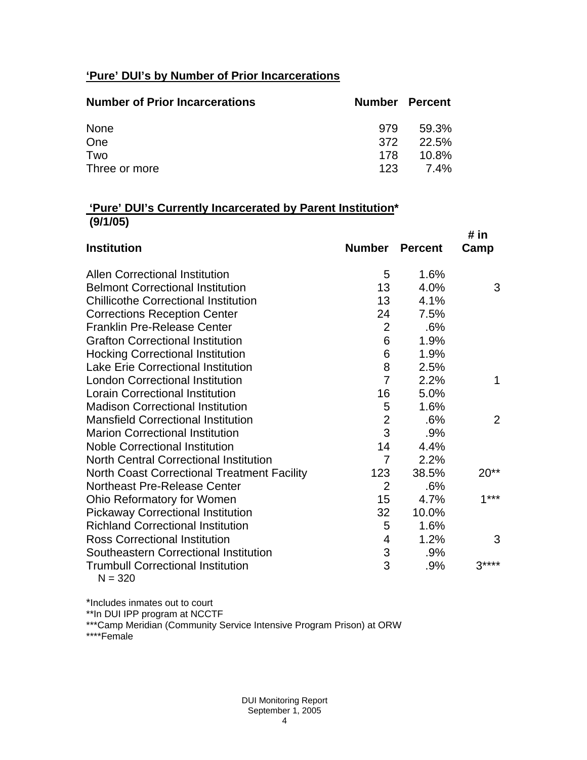**‘Pure’ DUI’s by Number of Prior Incarcerations**

| Number of Prior Incarcerations | Number | Percent |
|---|---|---|
| None | 979 | 59.3% |
| One | 372 | 22.5% |
| Two | 178 | 10.8% |
| Three or more | 123 | 7.4% |

**‘Pure’ DUI’s Currently Incarcerated by Parent Institution*** **(9/1/05)**

| Institution | Number | Percent | # in Camp |
|---|---|---|---|
| Allen Correctional Institution | 5 | 1.6% | |
| Belmont Correctional Institution | 13 | 4.0% | 3 |
| Chillicothe Correctional Institution | 13 | 4.1% | |
| Corrections Reception Center | 24 | 7.5% | |
| Franklin Pre-Release Center | 2 | .6% | |
| Grafton Correctional Institution | 6 | 1.9% | |
| Hocking Correctional Institution | 6 | 1.9% | |
| Lake Erie Correctional Institution | 8 | 2.5% | |
| London Correctional Institution | 7 | 2.2% | 1 |
| Lorain Correctional Institution | 16 | 5.0% | |
| Madison Correctional Institution | 5 | 1.6% | |
| Mansfield Correctional Institution | 2 | .6% | 2 |
| Marion Correctional Institution | 3 | .9% | |
| Noble Correctional Institution | 14 | 4.4% | |
| North Central Correctional Institution | 7 | 2.2% | |
| North Coast Correctional Treatment Facility | 123 | 38.5% | 20** |
| Northeast Pre-Release Center | 2 | .6% | |
| Ohio Reformatory for Women | 15 | 4.7% | 1*** |
| Pickaway Correctional Institution | 32 | 10.0% | |
| Richland Correctional Institution | 5 | 1.6% | |
| Ross Correctional Institution | 4 | 1.2% | 3 |
| Southeastern Correctional Institution | 3 | .9% | |
| Trumbull Correctional Institution | 3 | .9% | 3**** |

N = 320

*Includes inmates out to court
**In DUI IPP program at NCCTF
***Camp Meridian (Community Service Intensive Program Prison) at ORW
****Female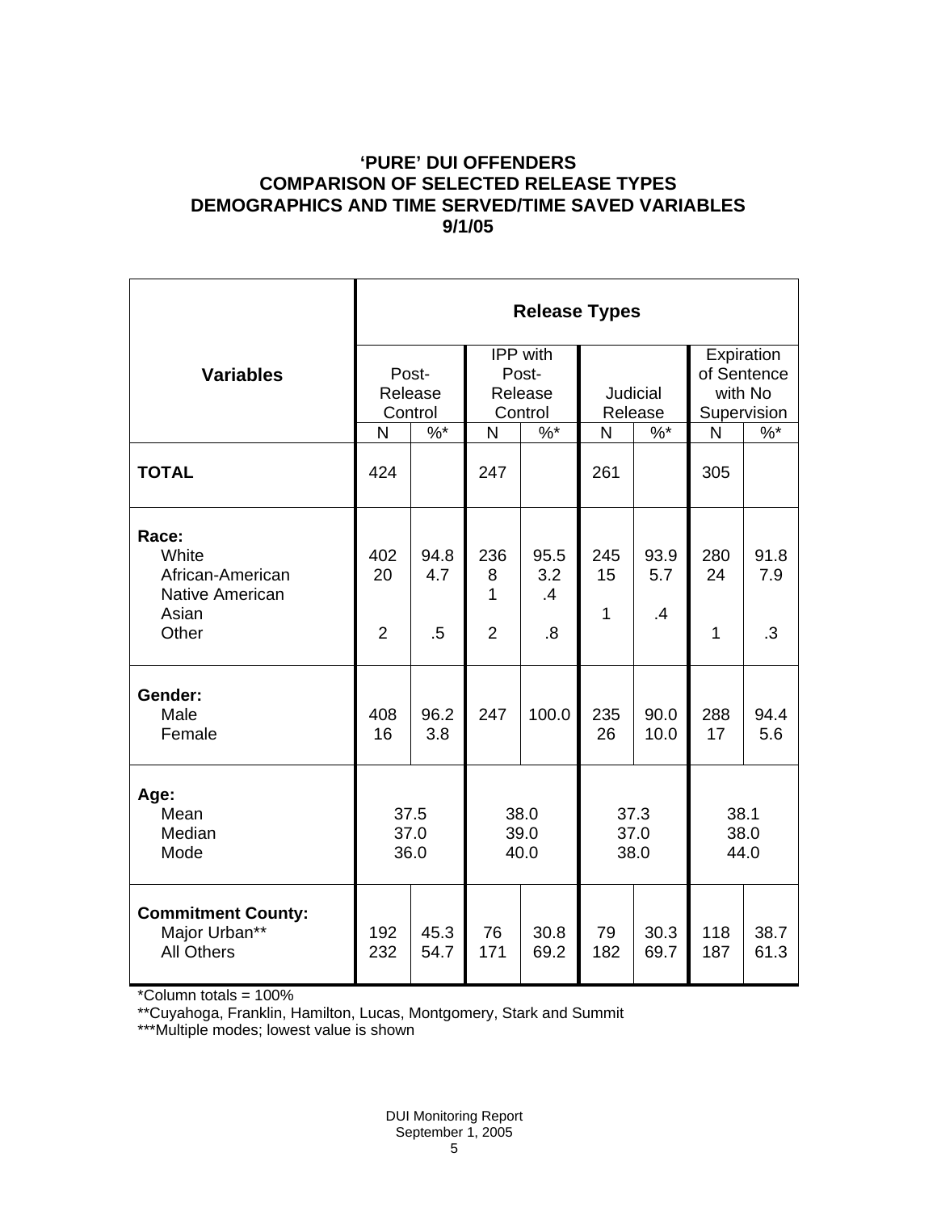# 'PURE' DUI OFFENDERS
## COMPARISON OF SELECTED RELEASE TYPES
## DEMOGRAPHICS AND TIME SERVED/TIME SAVED VARIABLES
## 9/1/05

| Variables | Release Types | | | | | | | |
|---|---|---|---|---|---|---|---|---|
| | Post-Release Control | | IPP with Post-Release Control | | Judicial Release | | Expiration of Sentence with No Supervision | |
| | N | %* | N | %* | N | %* | N | %* |
| **TOTAL** | 424 | | 247 | | 261 | | 305 | |
| **Race:** | | | | | | | | |
| White | 402 | 94.8 | 236 | 95.5 | 245 | 93.9 | 280 | 91.8 |
| African-American | 20 | 4.7 | 8 | 3.2 | 15 | 5.7 | 24 | 7.9 |
| Native American | | | 1 | .4 | | | | |
| Asian | | | | | 1 | .4 | | |
| Other | 2 | .5 | 2 | .8 | | | 1 | .3 |
| **Gender:** | | | | | | | | |
| Male | 408 | 96.2 | 247 | 100.0 | 235 | 90.0 | 288 | 94.4 |
| Female | 16 | 3.8 | | | 26 | 10.0 | 17 | 5.6 |
| **Age:** | | | | | | | | |
| Mean | 37.5 | | 38.0 | | 37.3 | | 38.1 | |
| Median | 37.0 | | 39.0 | | 37.0 | | 38.0 | |
| Mode | 36.0 | | 40.0 | | 38.0 | | 44.0 | |
| **Commitment County:** | | | | | | | | |
| Major Urban** | 192 | 45.3 | 76 | 30.8 | 79 | 30.3 | 118 | 38.7 |
| All Others | 232 | 54.7 | 171 | 69.2 | 182 | 69.7 | 187 | 61.3 |

*Column totals = 100%

**Cuyahoga, Franklin, Hamilton, Lucas, Montgomery, Stark and Summit

***Multiple modes; lowest value is shown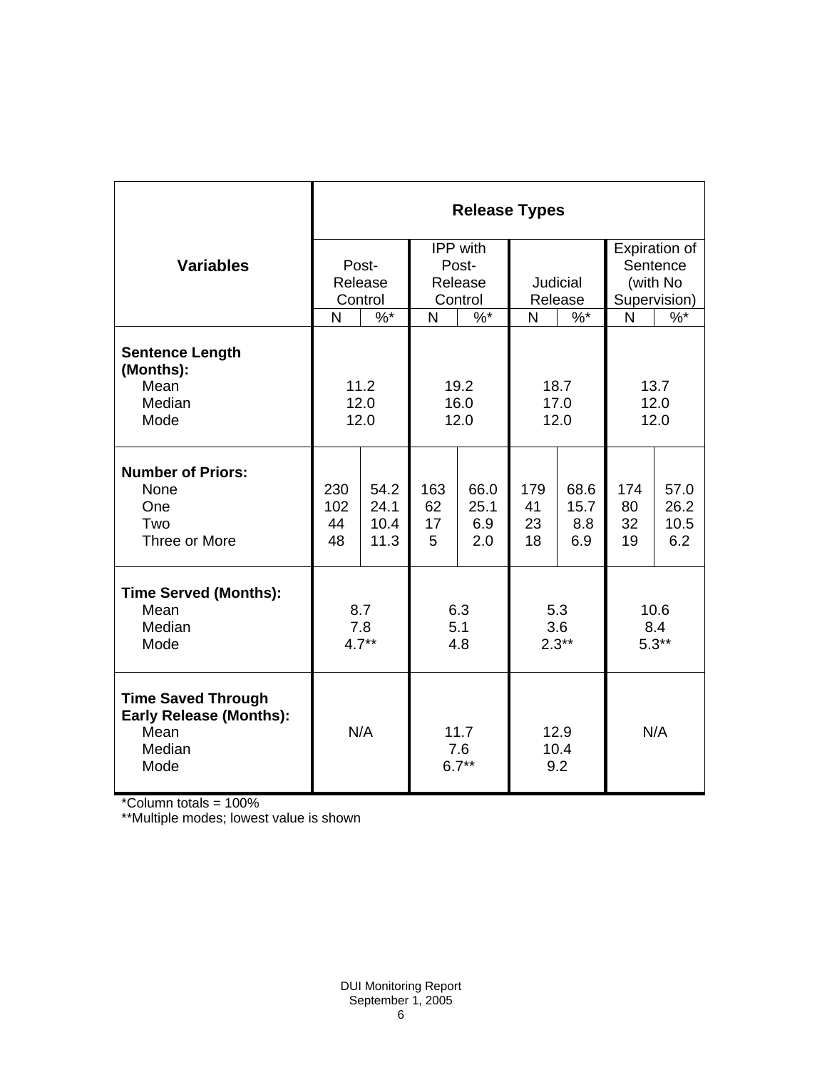| Variables | Release Types | | | | | | | |
|---|---|---|---|---|---|---|---|---|
| | Post-Release Control | | IPP with Post-Release Control | | Judicial Release | | Expiration of Sentence (with No Supervision) | |
| | N | %* | N | %* | N | %* | N | %* |
| **Sentence Length (Months):** | | | | | | | | |
| Mean | 11.2 | | 19.2 | | 18.7 | | 13.7 | |
| Median | 12.0 | | 16.0 | | 17.0 | | 12.0 | |
| Mode | 12.0 | | 12.0 | | 12.0 | | 12.0 | |
| **Number of Priors:** | | | | | | | | |
| None | 230 | 54.2 | 163 | 66.0 | 179 | 68.6 | 174 | 57.0 |
| One | 102 | 24.1 | 62 | 25.1 | 41 | 15.7 | 80 | 26.2 |
| Two | 44 | 10.4 | 17 | 6.9 | 23 | 8.8 | 32 | 10.5 |
| Three or More | 48 | 11.3 | 5 | 2.0 | 18 | 6.9 | 19 | 6.2 |
| **Time Served (Months):** | | | | | | | | |
| Mean | 8.7 | | 6.3 | | 5.3 | | 10.6 | |
| Median | 7.8 | | 5.1 | | 3.6 | | 8.4 | |
| Mode | 4.7** | | 4.8 | | 2.3** | | 5.3** | |
| **Time Saved Through Early Release (Months):** | | | | | | | | |
| Mean | N/A | | 11.7 | | 12.9 | | N/A | |
| Median | | | 7.6 | | 10.4 | | | |
| Mode | | | 6.7** | | 9.2 | | | |

*Column totals = 100%

**Multiple modes; lowest value is shown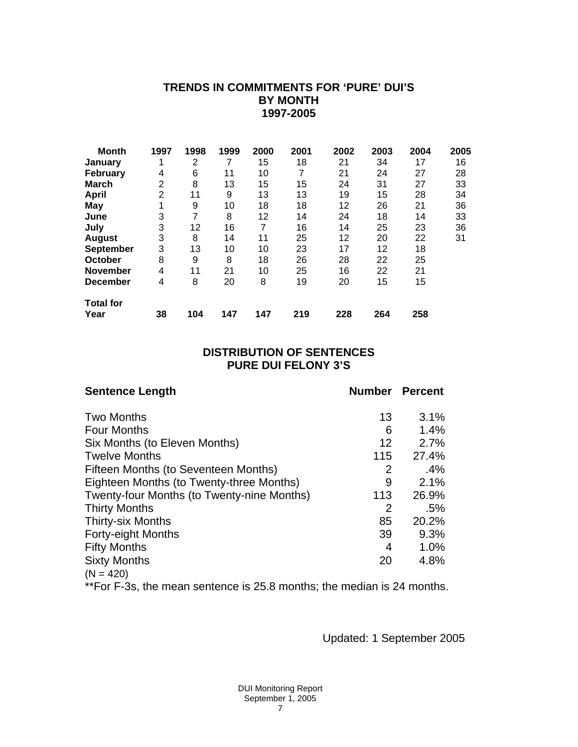## TRENDS IN COMMITMENTS FOR 'PURE' DUI'S BY MONTH 1997-2005

| Month | 1997 | 1998 | 1999 | 2000 | 2001 | 2002 | 2003 | 2004 | 2005 |
|---|---|---|---|---|---|---|---|---|---|
| **January** | 1 | 2 | 7 | 15 | 18 | 21 | 34 | 17 | 16 |
| **February** | 4 | 6 | 11 | 10 | 7 | 21 | 24 | 27 | 28 |
| **March** | 2 | 8 | 13 | 15 | 15 | 24 | 31 | 27 | 33 |
| **April** | 2 | 11 | 9 | 13 | 13 | 19 | 15 | 28 | 34 |
| **May** | 1 | 9 | 10 | 18 | 18 | 12 | 26 | 21 | 36 |
| **June** | 3 | 7 | 8 | 12 | 14 | 24 | 18 | 14 | 33 |
| **July** | 3 | 12 | 16 | 7 | 16 | 14 | 25 | 23 | 36 |
| **August** | 3 | 8 | 14 | 11 | 25 | 12 | 20 | 22 | 31 |
| **September** | 3 | 13 | 10 | 10 | 23 | 17 | 12 | 18 | |
| **October** | 8 | 9 | 8 | 18 | 26 | 28 | 22 | 25 | |
| **November** | 4 | 11 | 21 | 10 | 25 | 16 | 22 | 21 | |
| **December** | 4 | 8 | 20 | 8 | 19 | 20 | 15 | 15 | |
| **Total for Year** | **38** | **104** | **147** | **147** | **219** | **228** | **264** | **258** | |

## DISTRIBUTION OF SENTENCES PURE DUI FELONY 3'S

| Sentence Length | Number | Percent |
|---|---|---|
| Two Months | 13 | 3.1% |
| Four Months | 6 | 1.4% |
| Six Months (to Eleven Months) | 12 | 2.7% |
| Twelve Months | 115 | 27.4% |
| Fifteen Months (to Seventeen Months) | 2 | .4% |
| Eighteen Months (to Twenty-three Months) | 9 | 2.1% |
| Twenty-four Months (to Twenty-nine Months) | 113 | 26.9% |
| Thirty Months | 2 | .5% |
| Thirty-six Months | 85 | 20.2% |
| Forty-eight Months | 39 | 9.3% |
| Fifty Months | 4 | 1.0% |
| Sixty Months | 20 | 4.8% |

(N = 420)

**For F-3s, the mean sentence is 25.8 months; the median is 24 months.

Updated: 1 September 2005